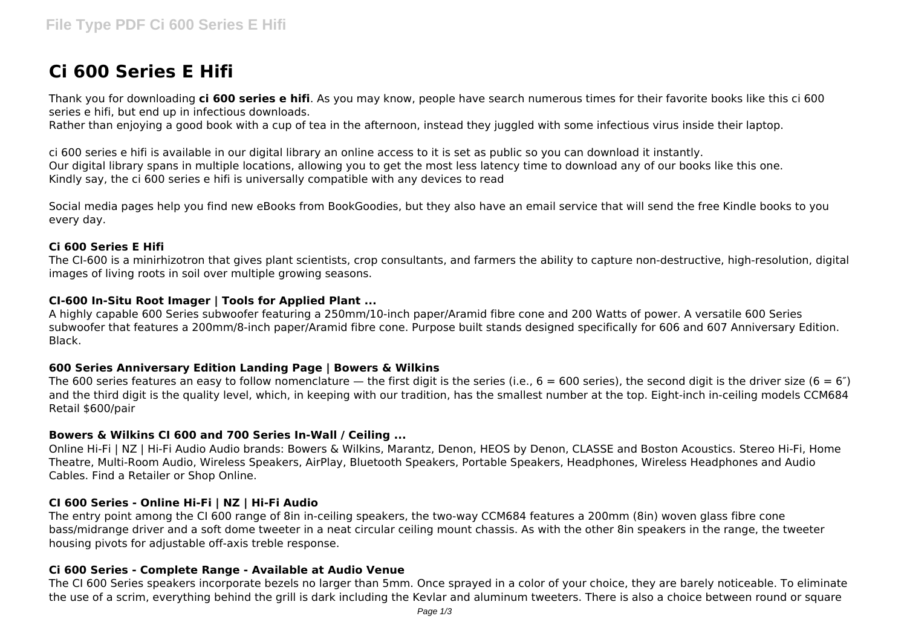# Ci 600 Series E Hifi

Thank you for downloading **ci 600 series e hifi**. As you may know, people have search numerous times for their favorite books like this ci 600 series e hifi, but end up in infectious downloads.
Rather than enjoying a good book with a cup of tea in the afternoon, instead they juggled with some infectious virus inside their laptop.

ci 600 series e hifi is available in our digital library an online access to it is set as public so you can download it instantly.
Our digital library spans in multiple locations, allowing you to get the most less latency time to download any of our books like this one.
Kindly say, the ci 600 series e hifi is universally compatible with any devices to read

Social media pages help you find new eBooks from BookGoodies, but they also have an email service that will send the free Kindle books to you every day.

### Ci 600 Series E Hifi

The CI-600 is a minirhizotron that gives plant scientists, crop consultants, and farmers the ability to capture non-destructive, high-resolution, digital images of living roots in soil over multiple growing seasons.

### CI-600 In-Situ Root Imager | Tools for Applied Plant ...

A highly capable 600 Series subwoofer featuring a 250mm/10-inch paper/Aramid fibre cone and 200 Watts of power. A versatile 600 Series subwoofer that features a 200mm/8-inch paper/Aramid fibre cone. Purpose built stands designed specifically for 606 and 607 Anniversary Edition. Black.

### 600 Series Anniversary Edition Landing Page | Bowers & Wilkins

The 600 series features an easy to follow nomenclature — the first digit is the series (i.e., 6 = 600 series), the second digit is the driver size (6 = 6″) and the third digit is the quality level, which, in keeping with our tradition, has the smallest number at the top. Eight-inch in-ceiling models CCM684 Retail $600/pair

### Bowers & Wilkins CI 600 and 700 Series In-Wall / Ceiling ...

Online Hi-Fi | NZ | Hi-Fi Audio Audio brands: Bowers & Wilkins, Marantz, Denon, HEOS by Denon, CLASSE and Boston Acoustics. Stereo Hi-Fi, Home Theatre, Multi-Room Audio, Wireless Speakers, AirPlay, Bluetooth Speakers, Portable Speakers, Headphones, Wireless Headphones and Audio Cables. Find a Retailer or Shop Online.

### CI 600 Series - Online Hi-Fi | NZ | Hi-Fi Audio

The entry point among the CI 600 range of 8in in-ceiling speakers, the two-way CCM684 features a 200mm (8in) woven glass fibre cone bass/midrange driver and a soft dome tweeter in a neat circular ceiling mount chassis. As with the other 8in speakers in the range, the tweeter housing pivots for adjustable off-axis treble response.

### Ci 600 Series - Complete Range - Available at Audio Venue

The CI 600 Series speakers incorporate bezels no larger than 5mm. Once sprayed in a color of your choice, they are barely noticeable. To eliminate the use of a scrim, everything behind the grill is dark including the Kevlar and aluminum tweeters. There is also a choice between round or square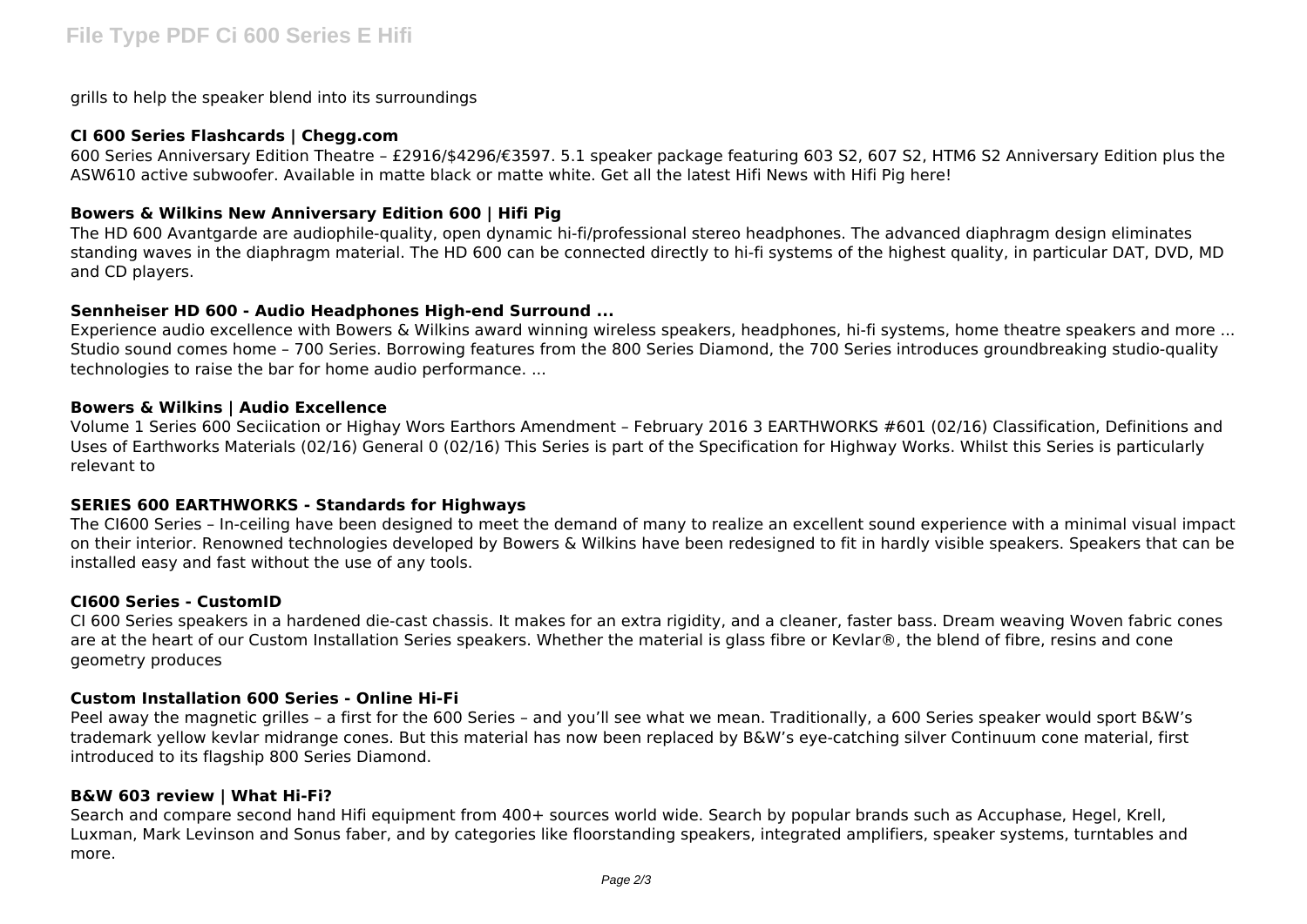grills to help the speaker blend into its surroundings

### CI 600 Series Flashcards | Chegg.com

600 Series Anniversary Edition Theatre – £2916/$4296/€3597. 5.1 speaker package featuring 603 S2, 607 S2, HTM6 S2 Anniversary Edition plus the ASW610 active subwoofer. Available in matte black or matte white. Get all the latest Hifi News with Hifi Pig here!

### Bowers & Wilkins New Anniversary Edition 600 | Hifi Pig

The HD 600 Avantgarde are audiophile-quality, open dynamic hi-fi/professional stereo headphones. The advanced diaphragm design eliminates standing waves in the diaphragm material. The HD 600 can be connected directly to hi-fi systems of the highest quality, in particular DAT, DVD, MD and CD players.

### Sennheiser HD 600 - Audio Headphones High-end Surround ...

Experience audio excellence with Bowers & Wilkins award winning wireless speakers, headphones, hi-fi systems, home theatre speakers and more ... Studio sound comes home – 700 Series. Borrowing features from the 800 Series Diamond, the 700 Series introduces groundbreaking studio-quality technologies to raise the bar for home audio performance. ...

### Bowers & Wilkins | Audio Excellence

Volume 1 Series 600 Seciication or Highay Wors Earthors Amendment – February 2016 3 EARTHWORKS #601 (02/16) Classification, Definitions and Uses of Earthworks Materials (02/16) General 0 (02/16) This Series is part of the Specification for Highway Works. Whilst this Series is particularly relevant to

### SERIES 600 EARTHWORKS - Standards for Highways

The CI600 Series – In-ceiling have been designed to meet the demand of many to realize an excellent sound experience with a minimal visual impact on their interior. Renowned technologies developed by Bowers & Wilkins have been redesigned to fit in hardly visible speakers. Speakers that can be installed easy and fast without the use of any tools.

### CI600 Series - CustomID

CI 600 Series speakers in a hardened die-cast chassis. It makes for an extra rigidity, and a cleaner, faster bass. Dream weaving Woven fabric cones are at the heart of our Custom Installation Series speakers. Whether the material is glass fibre or Kevlar®, the blend of fibre, resins and cone geometry produces

### Custom Installation 600 Series - Online Hi-Fi

Peel away the magnetic grilles – a first for the 600 Series – and you'll see what we mean. Traditionally, a 600 Series speaker would sport B&W's trademark yellow kevlar midrange cones. But this material has now been replaced by B&W's eye-catching silver Continuum cone material, first introduced to its flagship 800 Series Diamond.

### B&W 603 review | What Hi-Fi?

Search and compare second hand Hifi equipment from 400+ sources world wide. Search by popular brands such as Accuphase, Hegel, Krell, Luxman, Mark Levinson and Sonus faber, and by categories like floorstanding speakers, integrated amplifiers, speaker systems, turntables and more.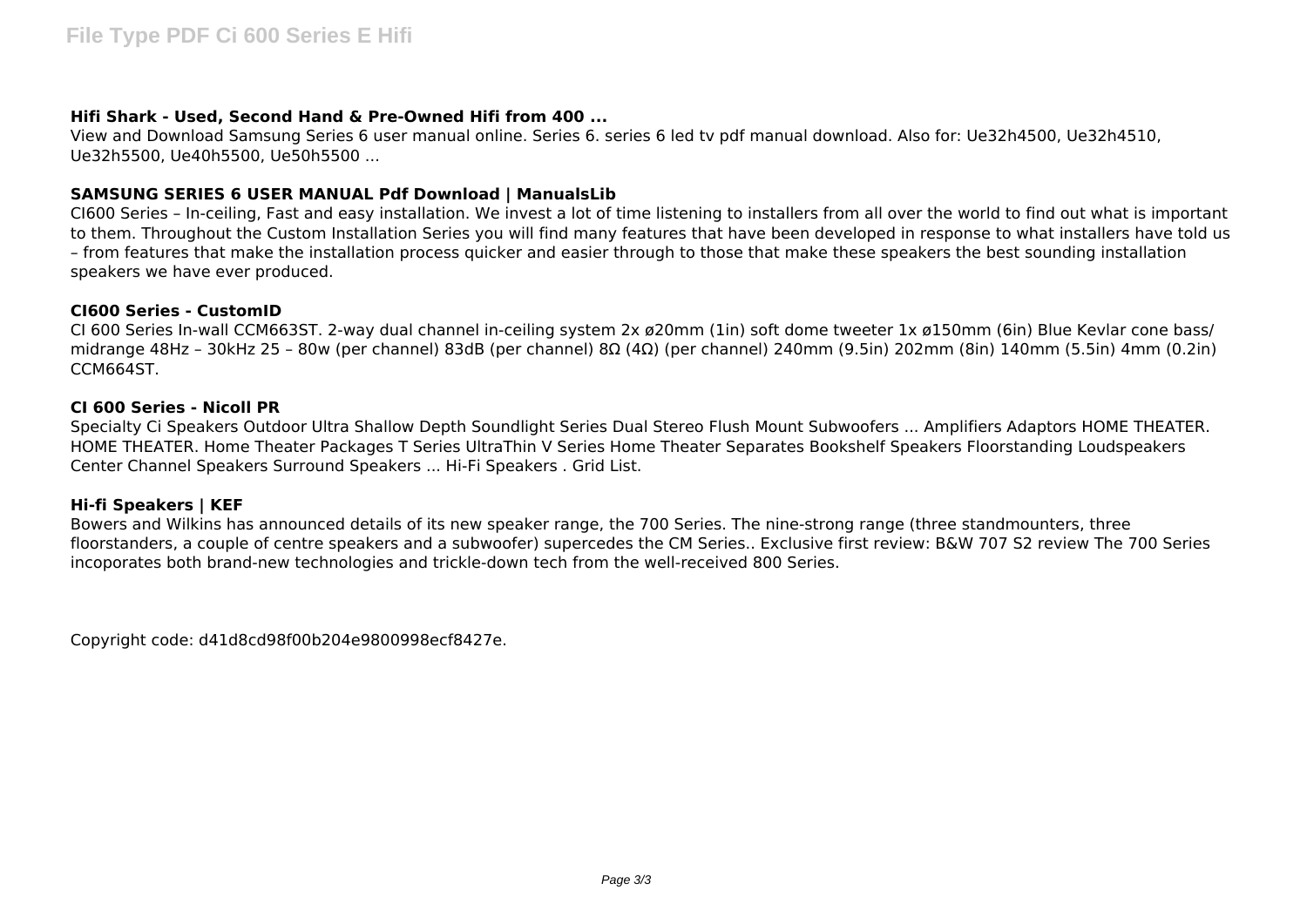**Hifi Shark - Used, Second Hand & Pre-Owned Hifi from 400 ...**

View and Download Samsung Series 6 user manual online. Series 6. series 6 led tv pdf manual download. Also for: Ue32h4500, Ue32h4510, Ue32h5500, Ue40h5500, Ue50h5500 ...

**SAMSUNG SERIES 6 USER MANUAL Pdf Download | ManualsLib**

CI600 Series – In-ceiling, Fast and easy installation. We invest a lot of time listening to installers from all over the world to find out what is important to them. Throughout the Custom Installation Series you will find many features that have been developed in response to what installers have told us – from features that make the installation process quicker and easier through to those that make these speakers the best sounding installation speakers we have ever produced.

**CI600 Series - CustomID**

CI 600 Series In-wall CCM663ST. 2-way dual channel in-ceiling system 2x ø20mm (1in) soft dome tweeter 1x ø150mm (6in) Blue Kevlar cone bass/ midrange 48Hz – 30kHz 25 – 80w (per channel) 83dB (per channel) 8Ω (4Ω) (per channel) 240mm (9.5in) 202mm (8in) 140mm (5.5in) 4mm (0.2in) CCM664ST.

**CI 600 Series - Nicoll PR**

Specialty Ci Speakers Outdoor Ultra Shallow Depth Soundlight Series Dual Stereo Flush Mount Subwoofers ... Amplifiers Adaptors HOME THEATER. HOME THEATER. Home Theater Packages T Series UltraThin V Series Home Theater Separates Bookshelf Speakers Floorstanding Loudspeakers Center Channel Speakers Surround Speakers ... Hi-Fi Speakers . Grid List.

**Hi-fi Speakers | KEF**

Bowers and Wilkins has announced details of its new speaker range, the 700 Series. The nine-strong range (three standmounters, three floorstanders, a couple of centre speakers and a subwoofer) supercedes the CM Series.. Exclusive first review: B&W 707 S2 review The 700 Series incoporates both brand-new technologies and trickle-down tech from the well-received 800 Series.

Copyright code: d41d8cd98f00b204e9800998ecf8427e.